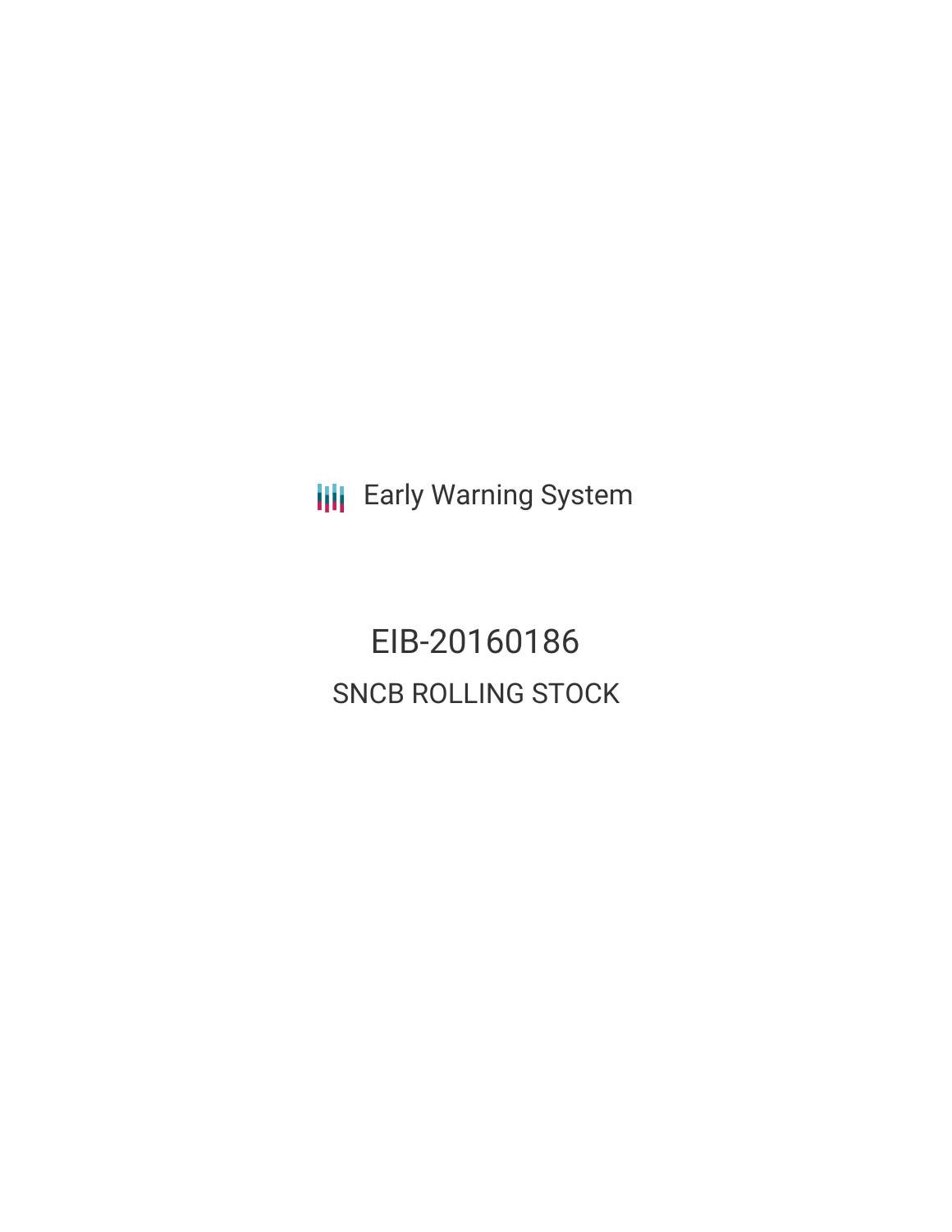Early Warning System

# EIB-20160186

## SNCB ROLLING STOCK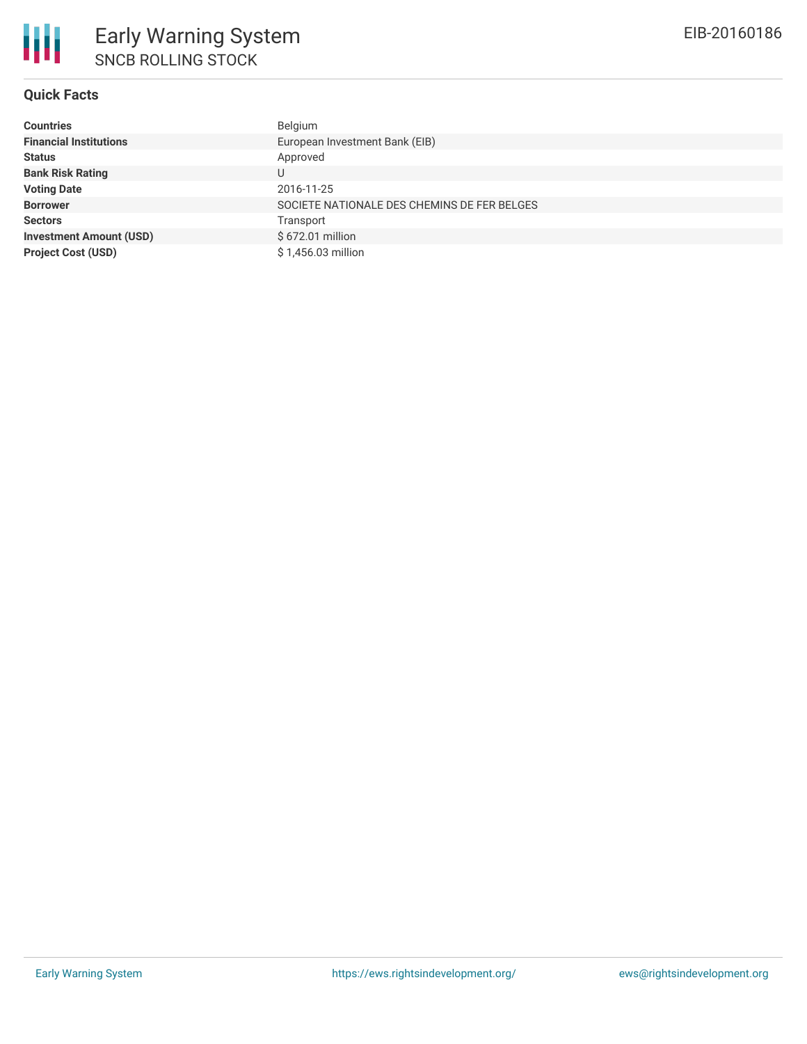# Early Warning System

## SNCB ROLLING STOCK

EIB-20160186

### Quick Facts

| | |
|---|---|
| **Countries** | Belgium |
| **Financial Institutions** | European Investment Bank (EIB) |
| **Status** | Approved |
| **Bank Risk Rating** | U |
| **Voting Date** | 2016-11-25 |
| **Borrower** | SOCIETE NATIONALE DES CHEMINS DE FER BELGES |
| **Sectors** | Transport |
| **Investment Amount (USD)** | $ 672.01 million |
| **Project Cost (USD)** | $ 1,456.03 million |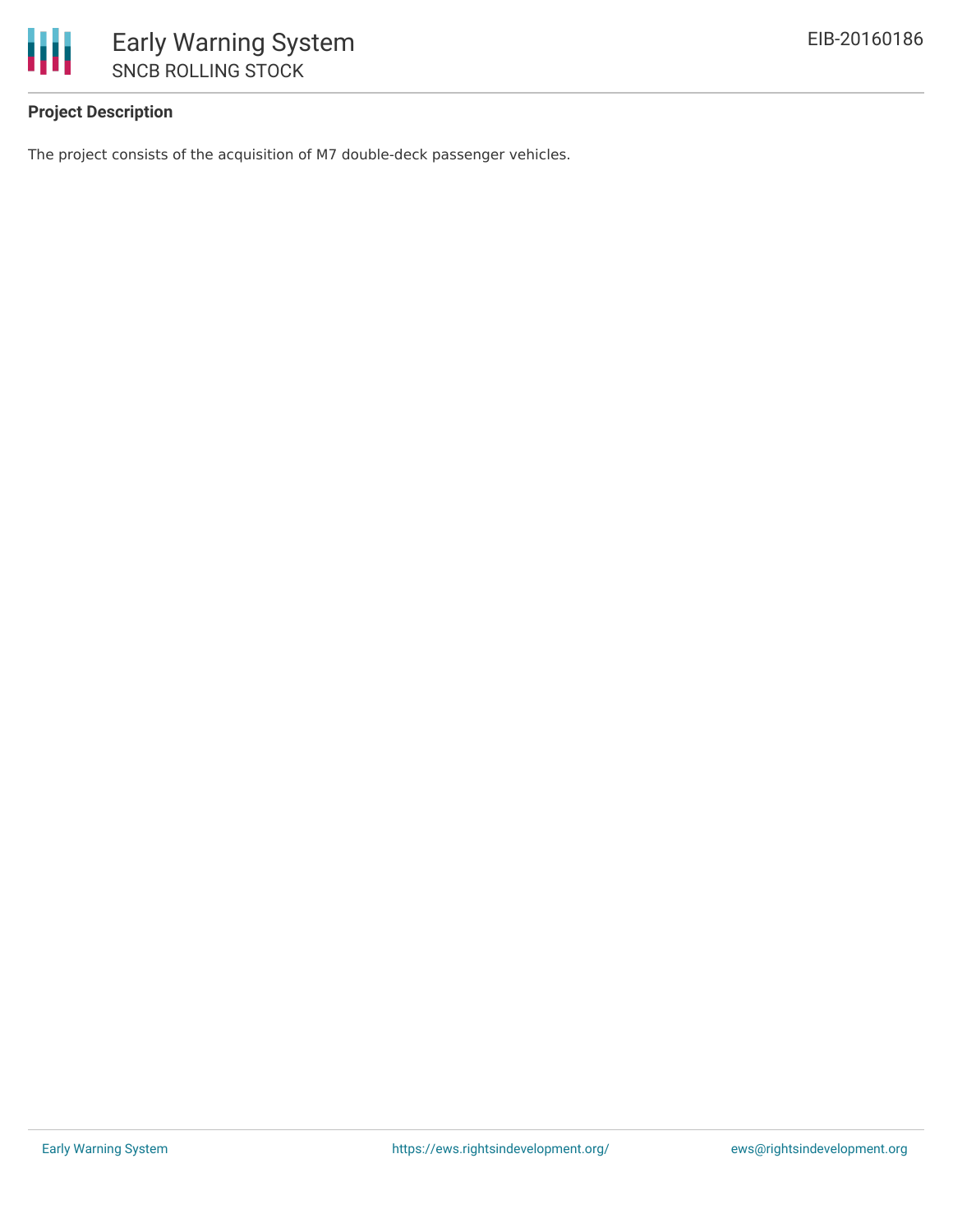**Project Description**

The project consists of the acquisition of M7 double-deck passenger vehicles.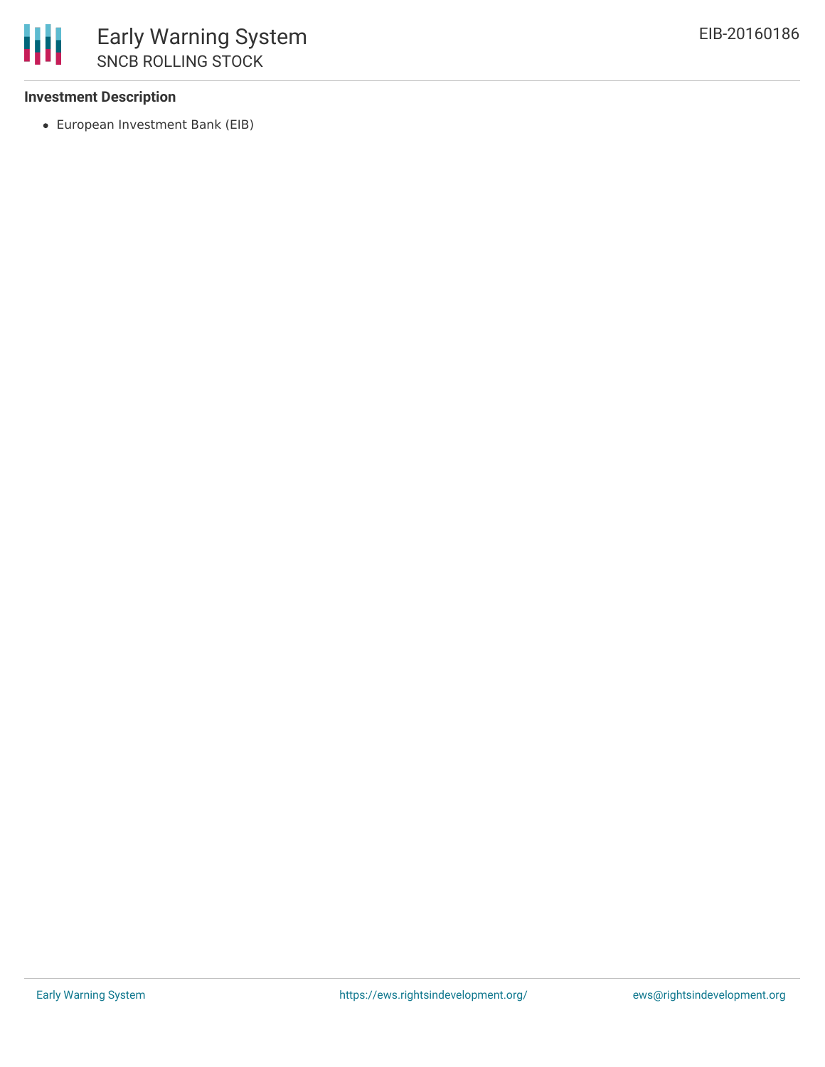**Investment Description**

- European Investment Bank (EIB)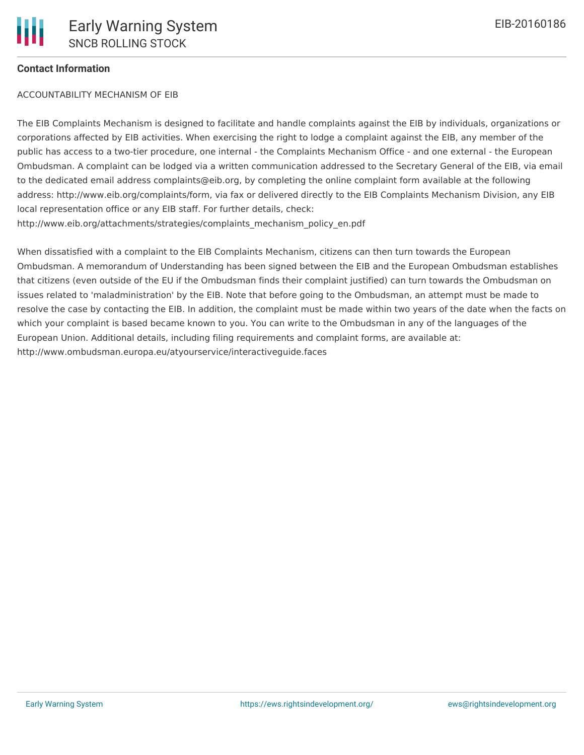**Contact Information**

ACCOUNTABILITY MECHANISM OF EIB

The EIB Complaints Mechanism is designed to facilitate and handle complaints against the EIB by individuals, organizations or corporations affected by EIB activities. When exercising the right to lodge a complaint against the EIB, any member of the public has access to a two-tier procedure, one internal - the Complaints Mechanism Office - and one external - the European Ombudsman. A complaint can be lodged via a written communication addressed to the Secretary General of the EIB, via email to the dedicated email address complaints@eib.org, by completing the online complaint form available at the following address: http://www.eib.org/complaints/form, via fax or delivered directly to the EIB Complaints Mechanism Division, any EIB local representation office or any EIB staff. For further details, check: http://www.eib.org/attachments/strategies/complaints_mechanism_policy_en.pdf

When dissatisfied with a complaint to the EIB Complaints Mechanism, citizens can then turn towards the European Ombudsman. A memorandum of Understanding has been signed between the EIB and the European Ombudsman establishes that citizens (even outside of the EU if the Ombudsman finds their complaint justified) can turn towards the Ombudsman on issues related to 'maladministration' by the EIB. Note that before going to the Ombudsman, an attempt must be made to resolve the case by contacting the EIB. In addition, the complaint must be made within two years of the date when the facts on which your complaint is based became known to you. You can write to the Ombudsman in any of the languages of the European Union. Additional details, including filing requirements and complaint forms, are available at: http://www.ombudsman.europa.eu/atyourservice/interactiveguide.faces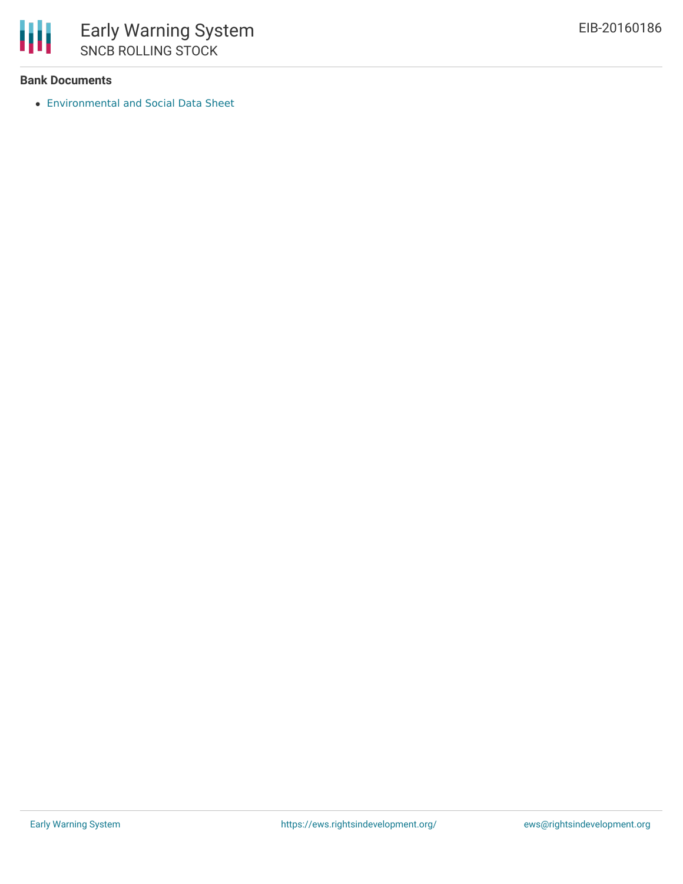**Bank Documents**

- Environmental and Social Data Sheet